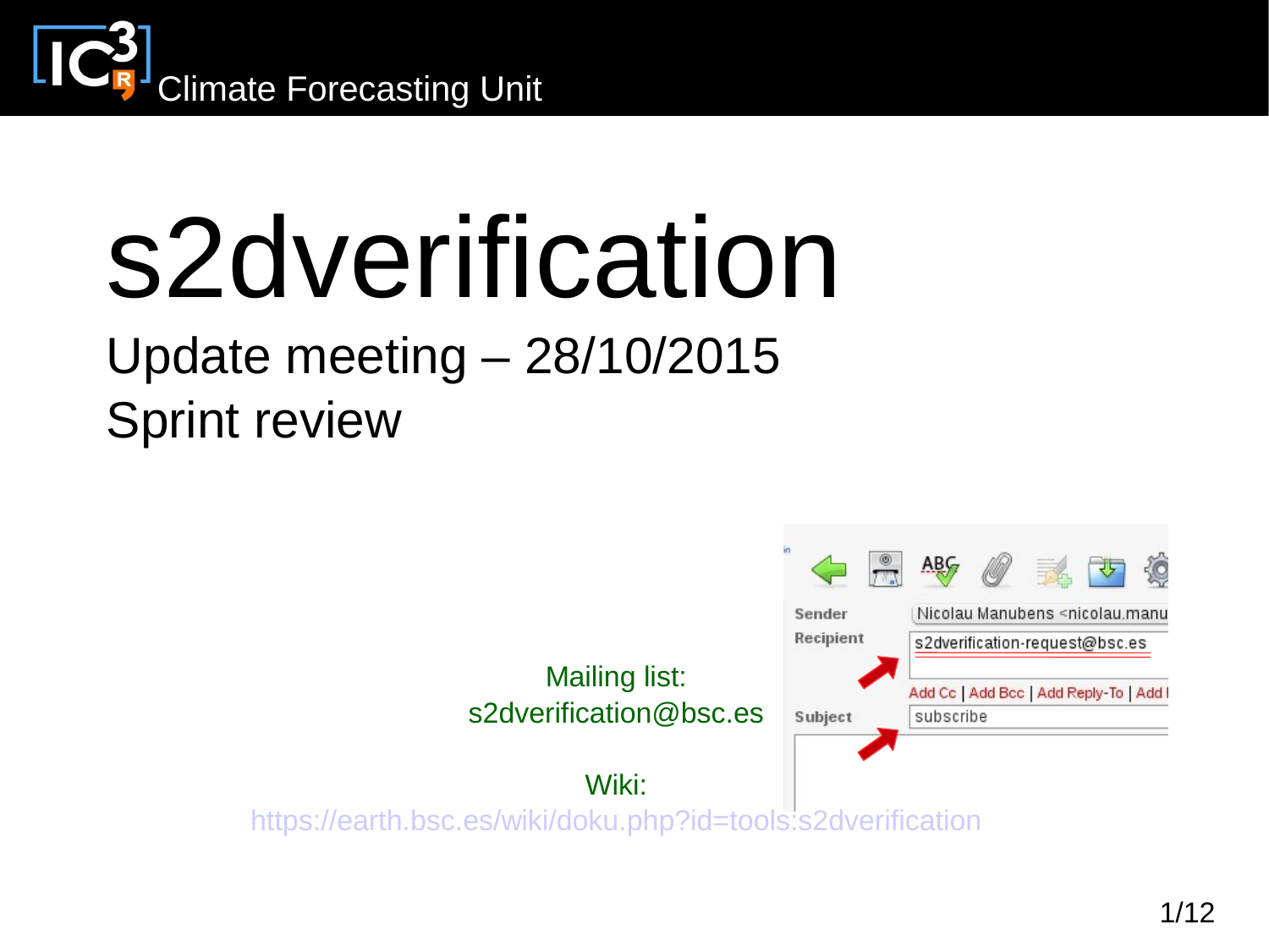# s2dverification

## Update meeting – 28/10/2015
## Sprint review

Mailing list:
s2dverification@bsc.es

Wiki:
https://earth.bsc.es/wiki/doku.php?id=tools:s2dverification

Sender: Nicolau Manubens <nicolau.manu
Recipient: s2dverification-request@bsc.es
Subject: subscribe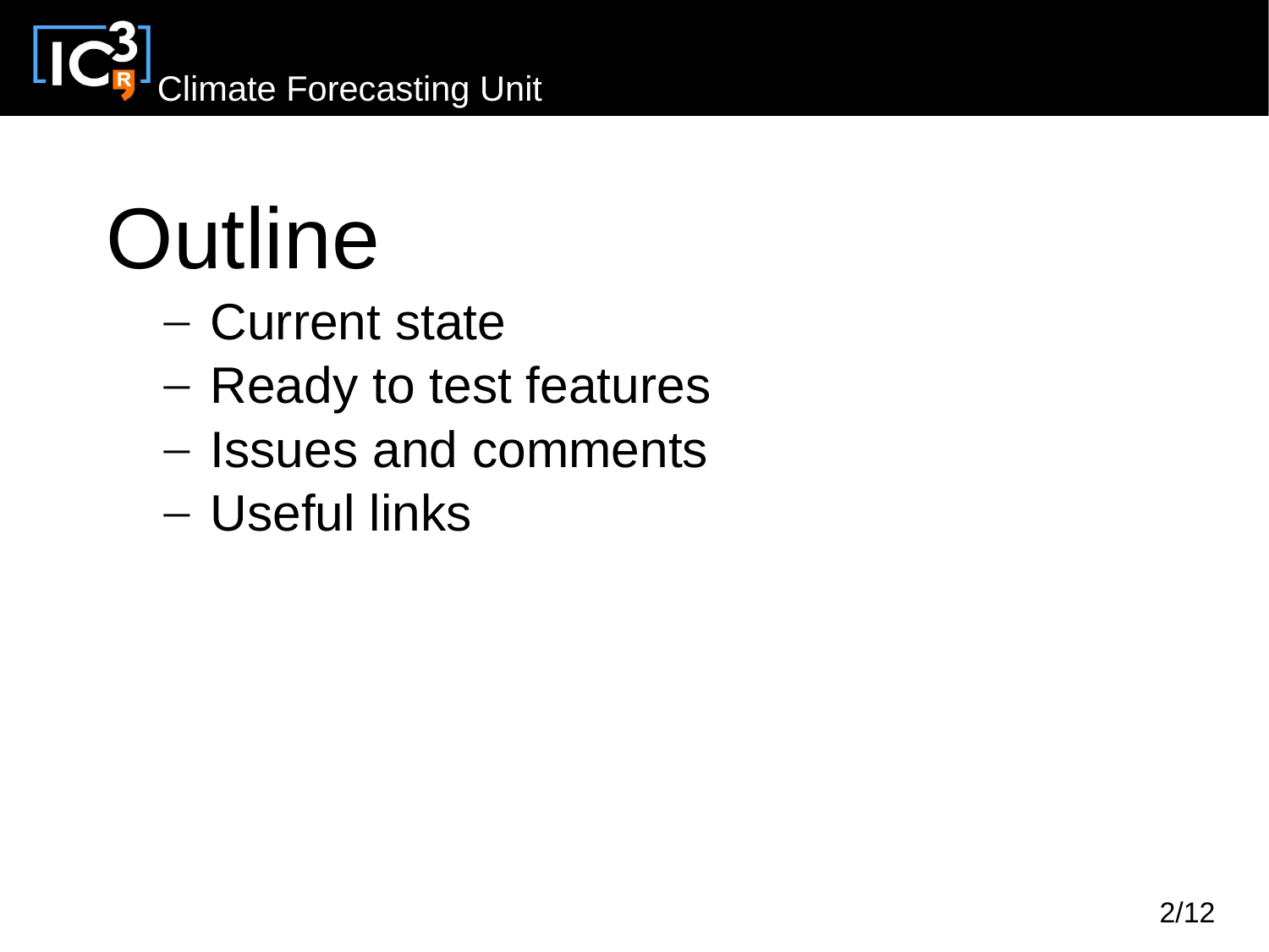# Outline

- Current state
- Ready to test features
- Issues and comments
- Useful links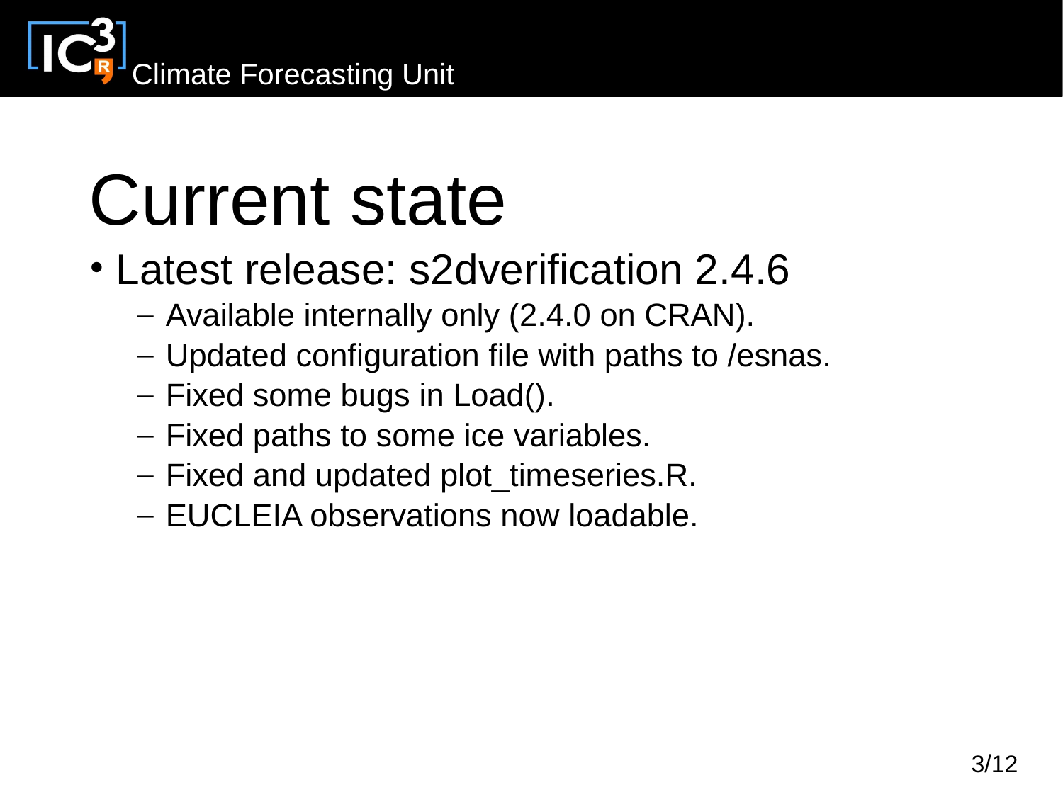# Current state

- Latest release: s2dverification 2.4.6
  - Available internally only (2.4.0 on CRAN).
  - Updated configuration file with paths to /esnas.
  - Fixed some bugs in Load().
  - Fixed paths to some ice variables.
  - Fixed and updated plot_timeseries.R.
  - EUCLEIA observations now loadable.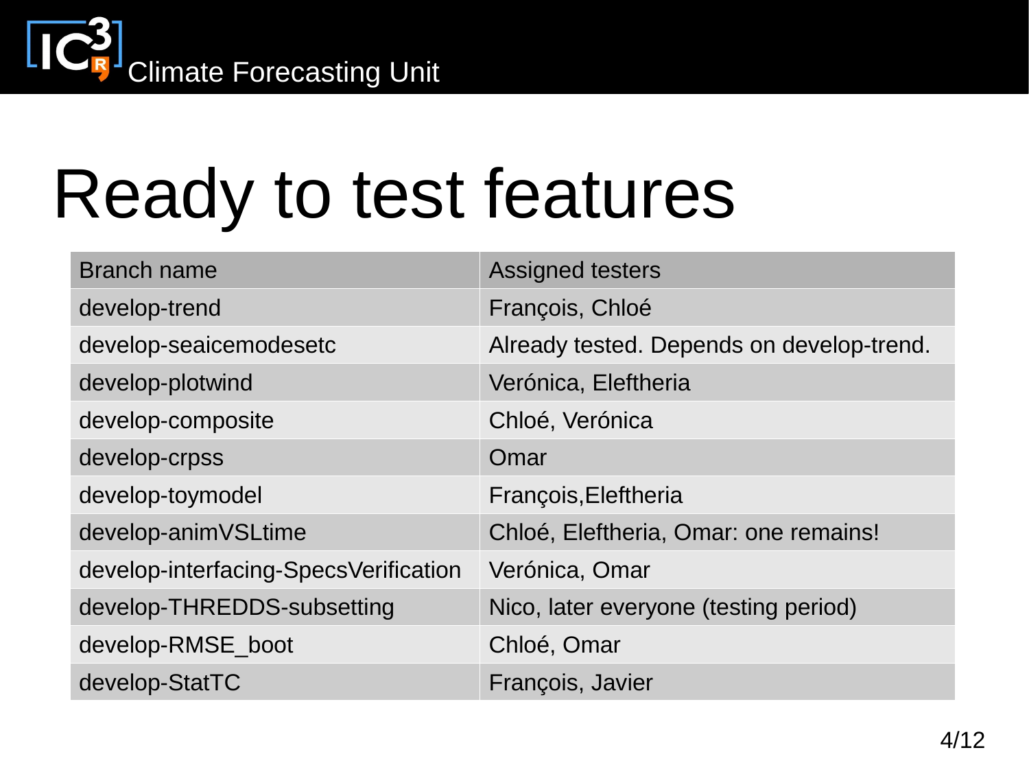# Ready to test features

| Branch name | Assigned testers |
|---|---|
| develop-trend | François, Chloé |
| develop-seaicemodesetc | Already tested. Depends on develop-trend. |
| develop-plotwind | Verónica, Eleftheria |
| develop-composite | Chloé, Verónica |
| develop-crpss | Omar |
| develop-toymodel | François,Eleftheria |
| develop-animVSLtime | Chloé, Eleftheria, Omar: one remains! |
| develop-interfacing-SpecsVerification | Verónica, Omar |
| develop-THREDDS-subsetting | Nico, later everyone (testing period) |
| develop-RMSE_boot | Chloé, Omar |
| develop-StatTC | François, Javier |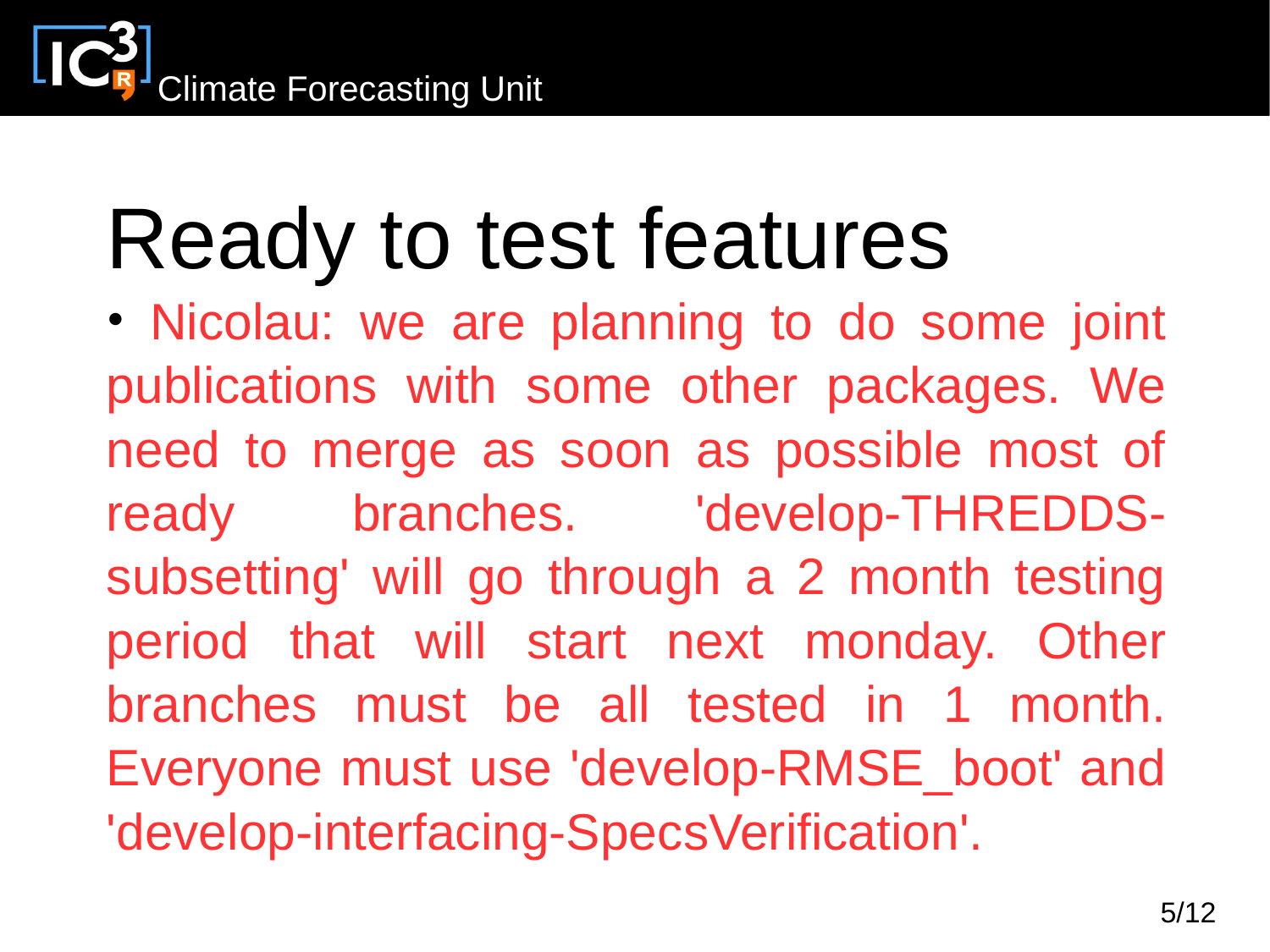# Ready to test features

- Nicolau: we are planning to do some joint publications with some other packages. We need to merge as soon as possible most of ready branches. 'develop-THREDDS-subsetting' will go through a 2 month testing period that will start next monday. Other branches must be all tested in 1 month. Everyone must use 'develop-RMSE_boot' and 'develop-interfacing-SpecsVerification'.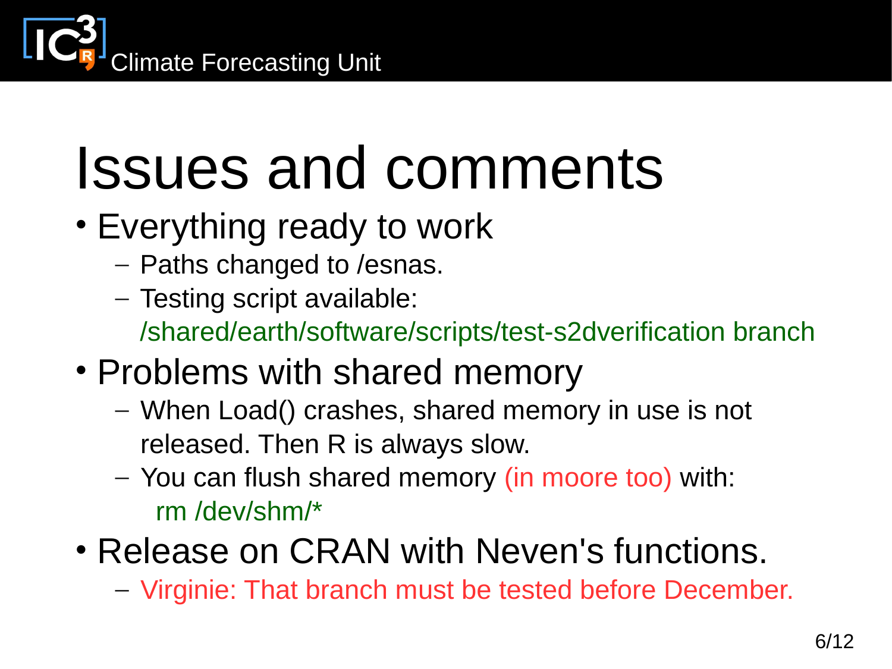# Issues and comments

- Everything ready to work
  - Paths changed to /esnas.
  - Testing script available: /shared/earth/software/scripts/test-s2dverification branch
- Problems with shared memory
  - When Load() crashes, shared memory in use is not released. Then R is always slow.
  - You can flush shared memory (in moore too) with: rm /dev/shm/*
- Release on CRAN with Neven's functions.
  - Virginie: That branch must be tested before December.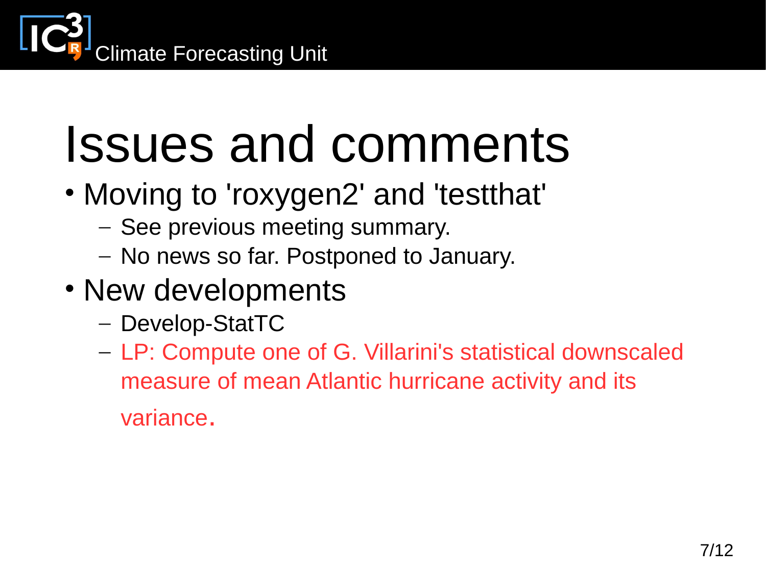# Issues and comments

- Moving to 'roxygen2' and 'testthat'
  - See previous meeting summary.
  - No news so far. Postponed to January.
- New developments
  - Develop-StatTC
  - LP: Compute one of G. Villarini's statistical downscaled measure of mean Atlantic hurricane activity and its variance.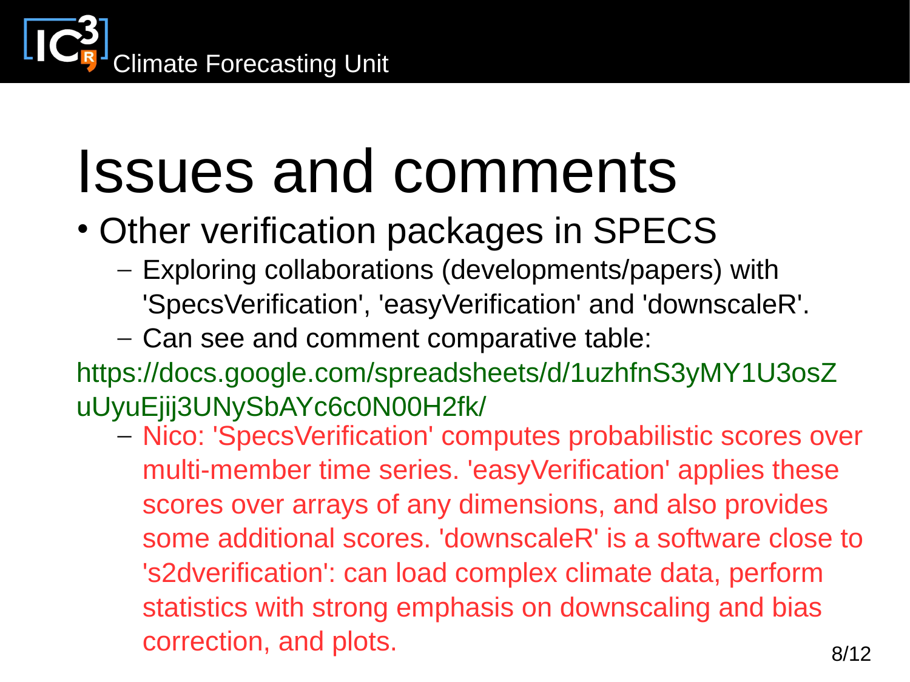# Issues and comments

- Other verification packages in SPECS
  - Exploring collaborations (developments/papers) with 'SpecsVerification', 'easyVerification' and 'downscaleR'.
  - Can see and comment comparative table:

https://docs.google.com/spreadsheets/d/1uzhfnS3yMY1U3oszZuUyuEjij3UNySbAYc6c0N00H2fk/

  - Nico: 'SpecsVerification' computes probabilistic scores over multi-member time series. 'easyVerification' applies these scores over arrays of any dimensions, and also provides some additional scores. 'downscaleR' is a software close to 's2dverification': can load complex climate data, perform statistics with strong emphasis on downscaling and bias correction, and plots.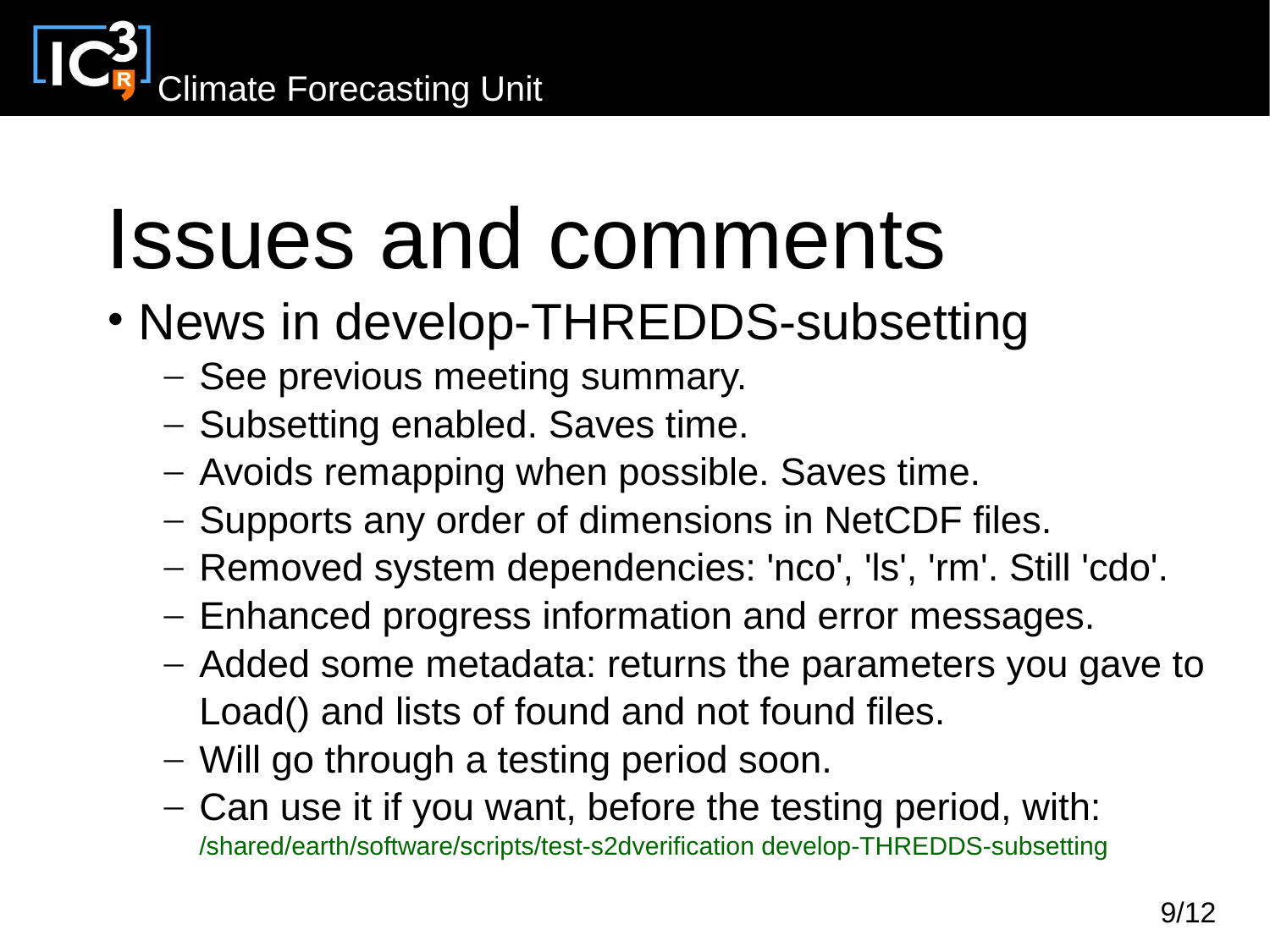# Issues and comments

- News in develop-THREDDS-subsetting
  - See previous meeting summary.
  - Subsetting enabled. Saves time.
  - Avoids remapping when possible. Saves time.
  - Supports any order of dimensions in NetCDF files.
  - Removed system dependencies: 'nco', 'ls', 'rm'. Still 'cdo'.
  - Enhanced progress information and error messages.
  - Added some metadata: returns the parameters you gave to Load() and lists of found and not found files.
  - Will go through a testing period soon.
  - Can use it if you want, before the testing period, with: /shared/earth/software/scripts/test-s2dverification develop-THREDDS-subsetting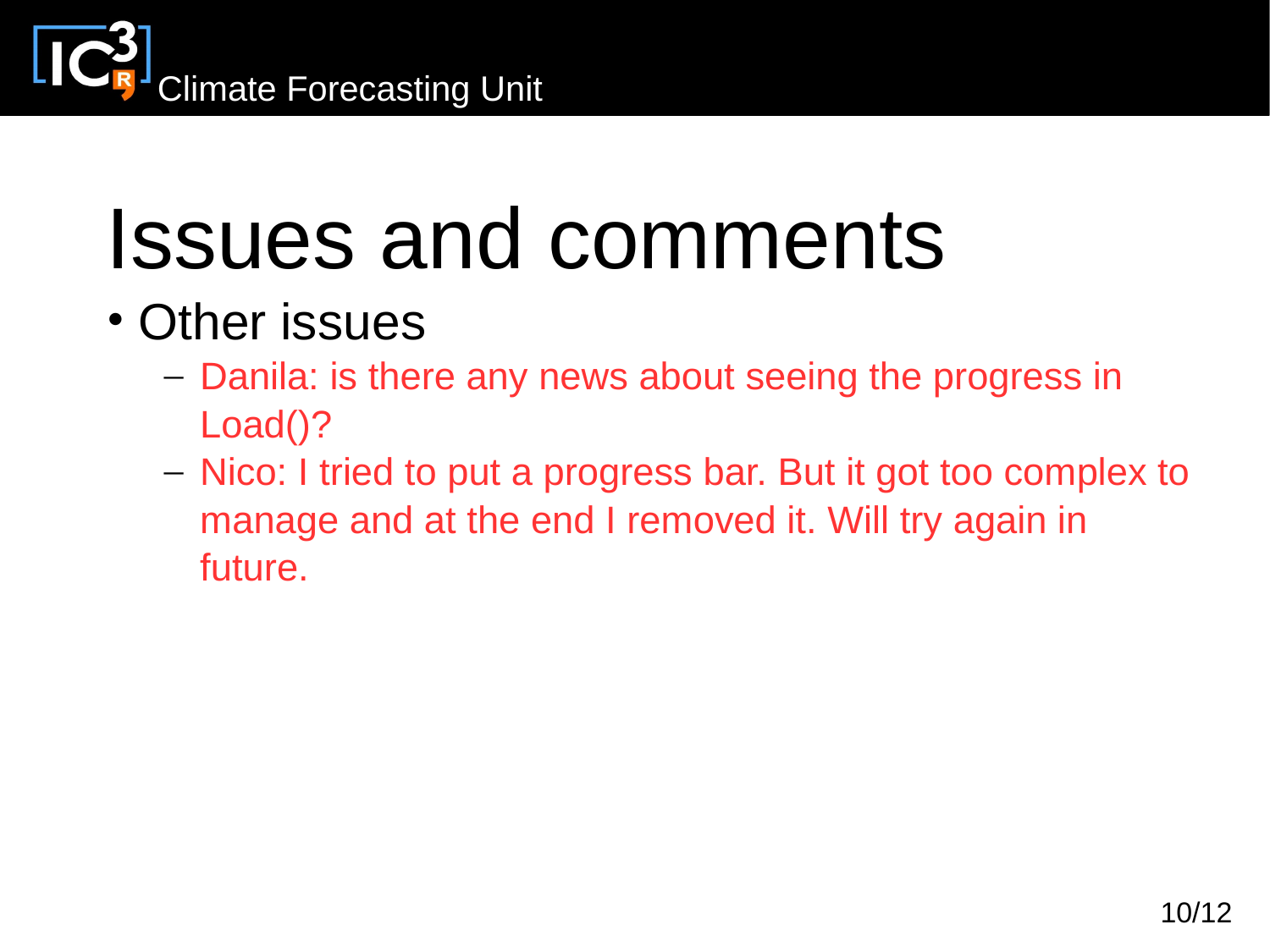# Issues and comments

- Other issues
  - Danila: is there any news about seeing the progress in Load()?
  - Nico: I tried to put a progress bar. But it got too complex to manage and at the end I removed it. Will try again in future.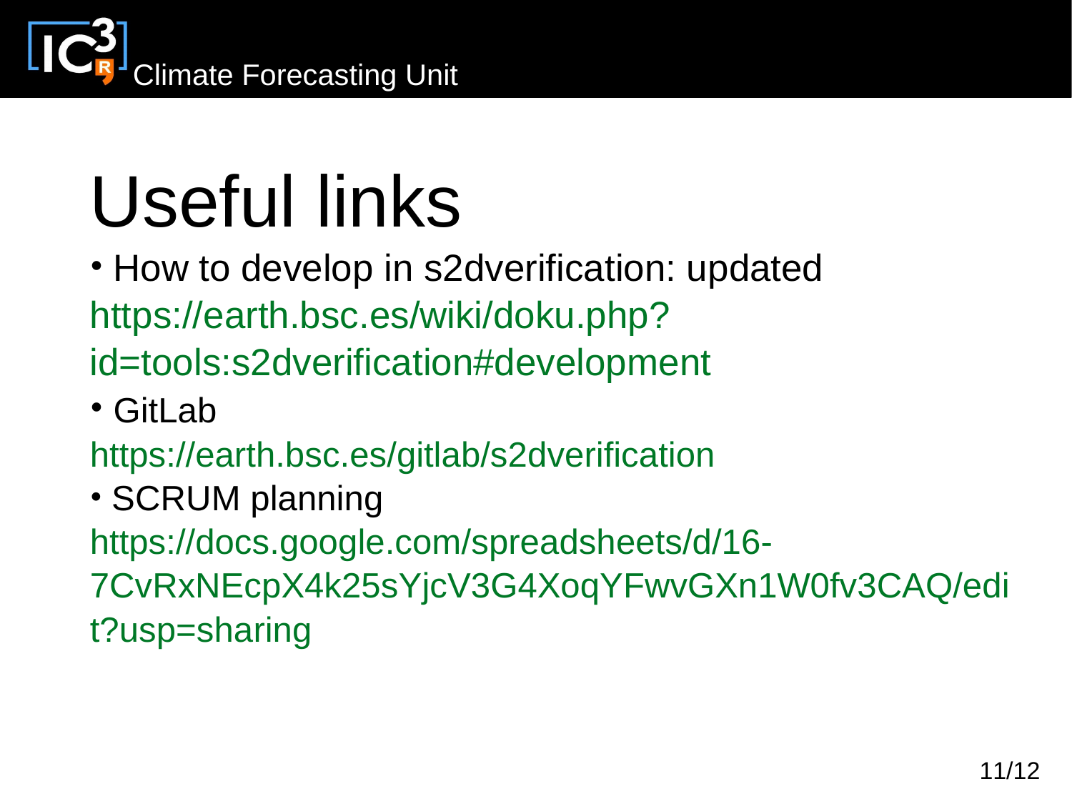# Useful links

- How to develop in s2dverification: updated

https://earth.bsc.es/wiki/doku.php?id=tools:s2dverification#development

- GitLab

https://earth.bsc.es/gitlab/s2dverification

- SCRUM planning

https://docs.google.com/spreadsheets/d/16-7CvRxNEcpX4k25sYjcV3G4XoqYFwvGXn1W0fv3CAQ/edit?usp=sharing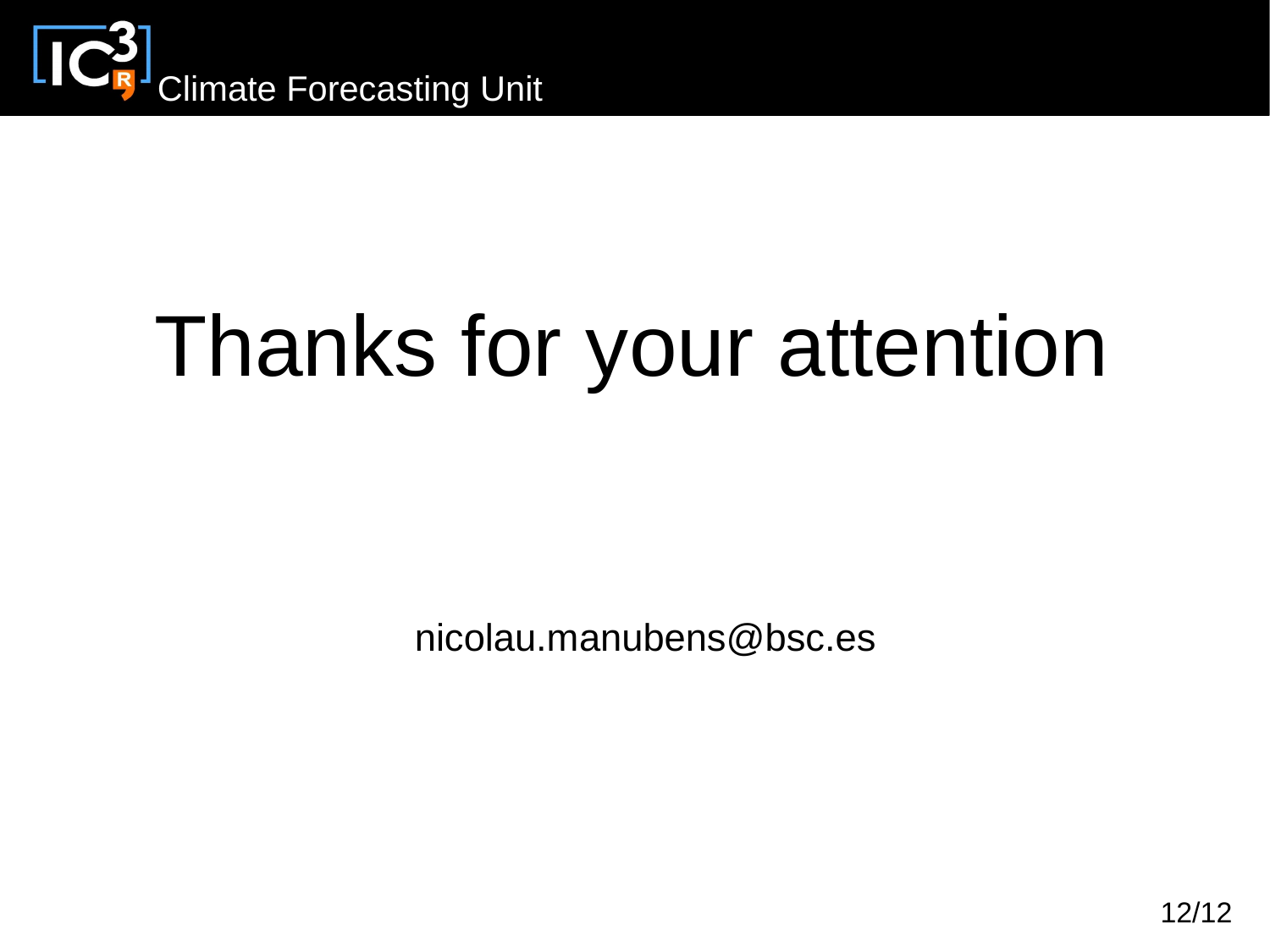# Thanks for your attention

nicolau.manubens@bsc.es